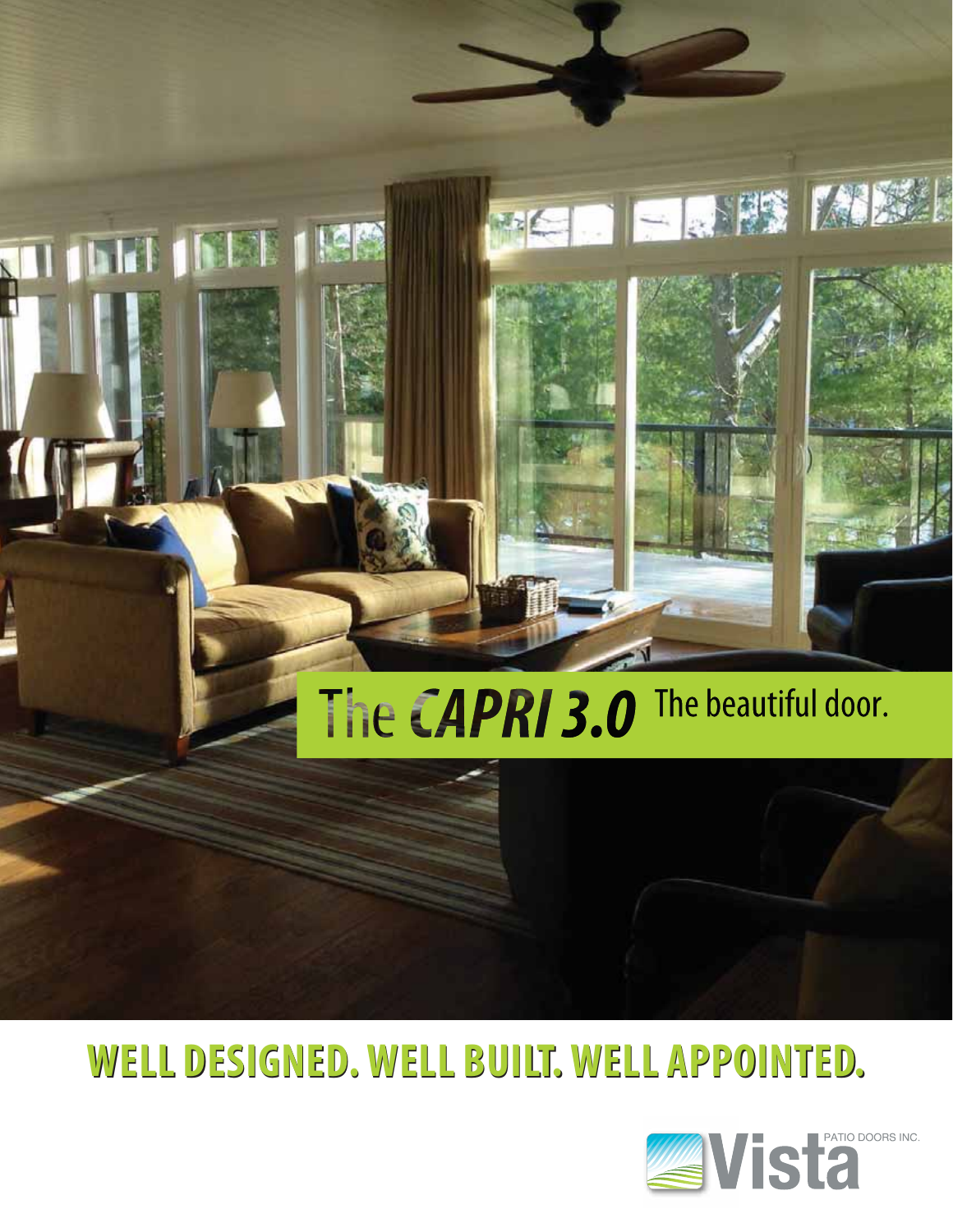# The *CAPRI 3.0* The beautiful door.

## WELL DESIGNED. WELL BUILT. WELL APPOINTED.

Vista PATIO DOORS INC.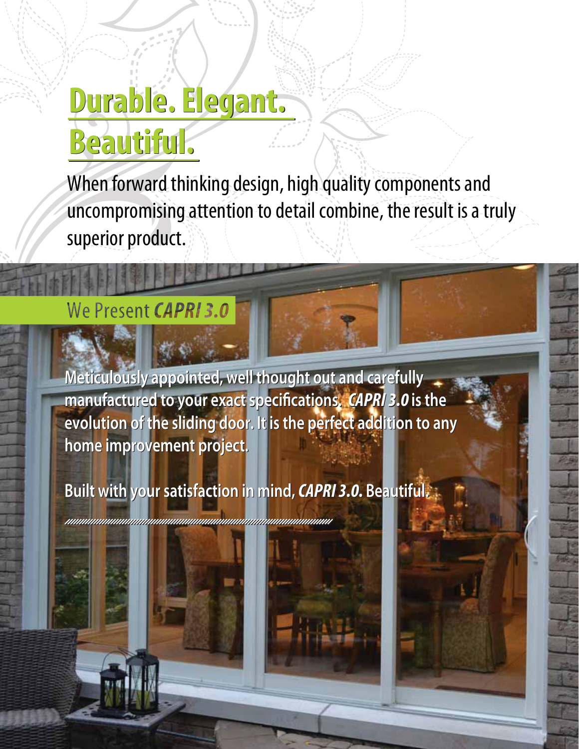# Durable. Elegant. Beautiful.

When forward thinking design, high quality components and uncompromising attention to detail combine, the result is a truly superior product.

## We Present ***CAPRI 3.0***

**Meticulously appointed, well thought out and carefully manufactured to your exact specifications. *CAPRI 3.0* is the evolution of the sliding door. It is the perfect addition to any home improvement project.**

**Built with your satisfaction in mind, *CAPRI 3.0.* Beautiful.**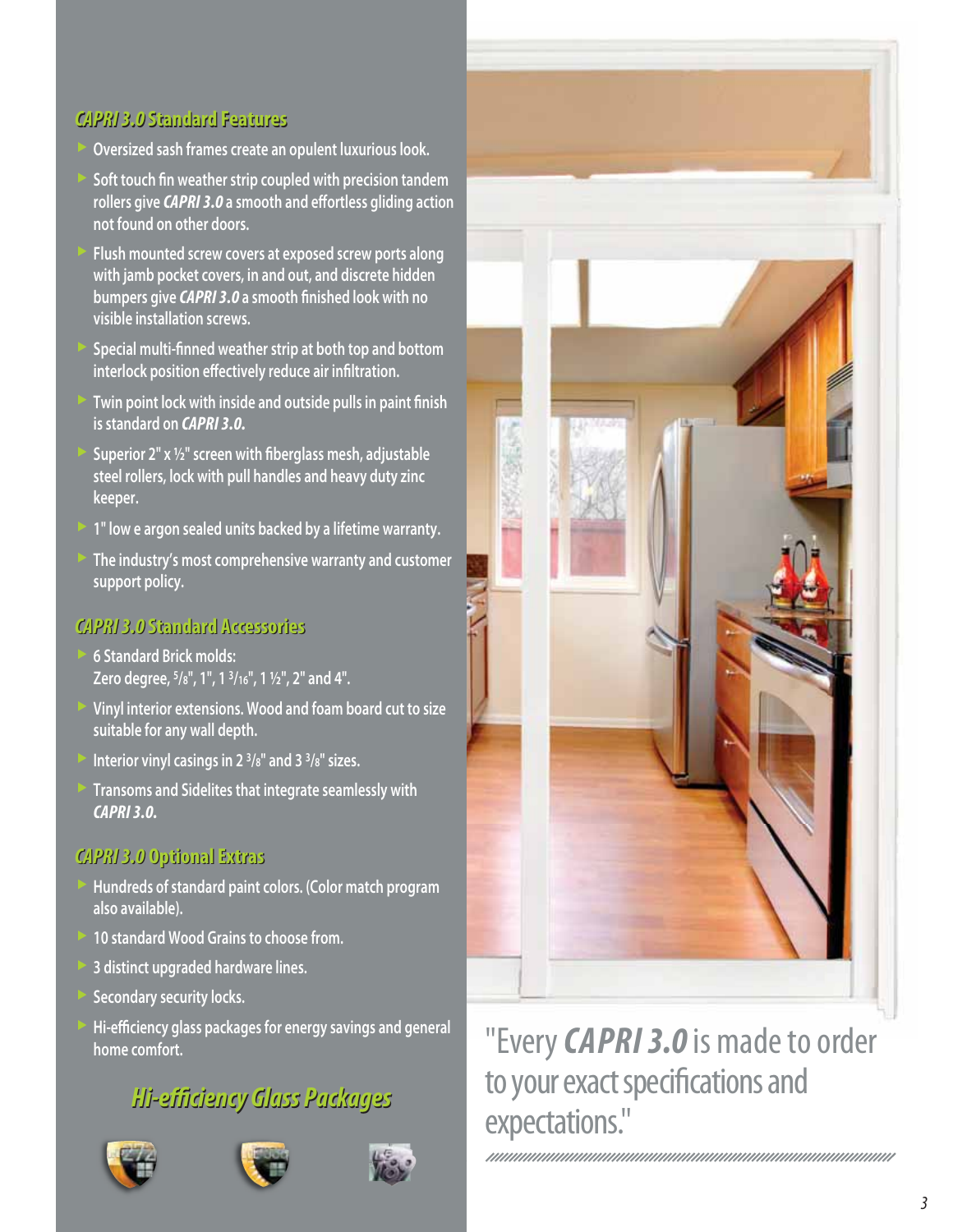## *CAPRI 3.0* Standard Features

- Oversized sash frames create an opulent luxurious look.
- Soft touch fin weather strip coupled with precision tandem rollers give ***CAPRI 3.0*** a smooth and effortless gliding action not found on other doors.
- Flush mounted screw covers at exposed screw ports along with jamb pocket covers, in and out, and discrete hidden bumpers give ***CAPRI 3.0*** a smooth finished look with no visible installation screws.
- Special multi-finned weather strip at both top and bottom interlock position effectively reduce air infiltration.
- Twin point lock with inside and outside pulls in paint finish is standard on ***CAPRI 3.0.***
- Superior 2" x ½" screen with fiberglass mesh, adjustable steel rollers, lock with pull handles and heavy duty zinc keeper.
- 1" low e argon sealed units backed by a lifetime warranty.
- The industry's most comprehensive warranty and customer support policy.

## *CAPRI 3.0* Standard Accessories

- 6 Standard Brick molds: Zero degree, 5/8", 1", 1 3/16", 1 ½", 2" and 4".
- Vinyl interior extensions. Wood and foam board cut to size suitable for any wall depth.
- Interior vinyl casings in 2 3/8" and 3 3/8" sizes.
- Transoms and Sidelites that integrate seamlessly with ***CAPRI 3.0.***

## *CAPRI 3.0* Optional Extras

- Hundreds of standard paint colors. (Color match program also available).
- 10 standard Wood Grains to choose from.
- 3 distinct upgraded hardware lines.
- Secondary security locks.
- Hi-efficiency glass packages for energy savings and general home comfort.

## *Hi-efficiency Glass Packages*

"Every ***CAPRI 3.0*** is made to order to your exact specifications and expectations."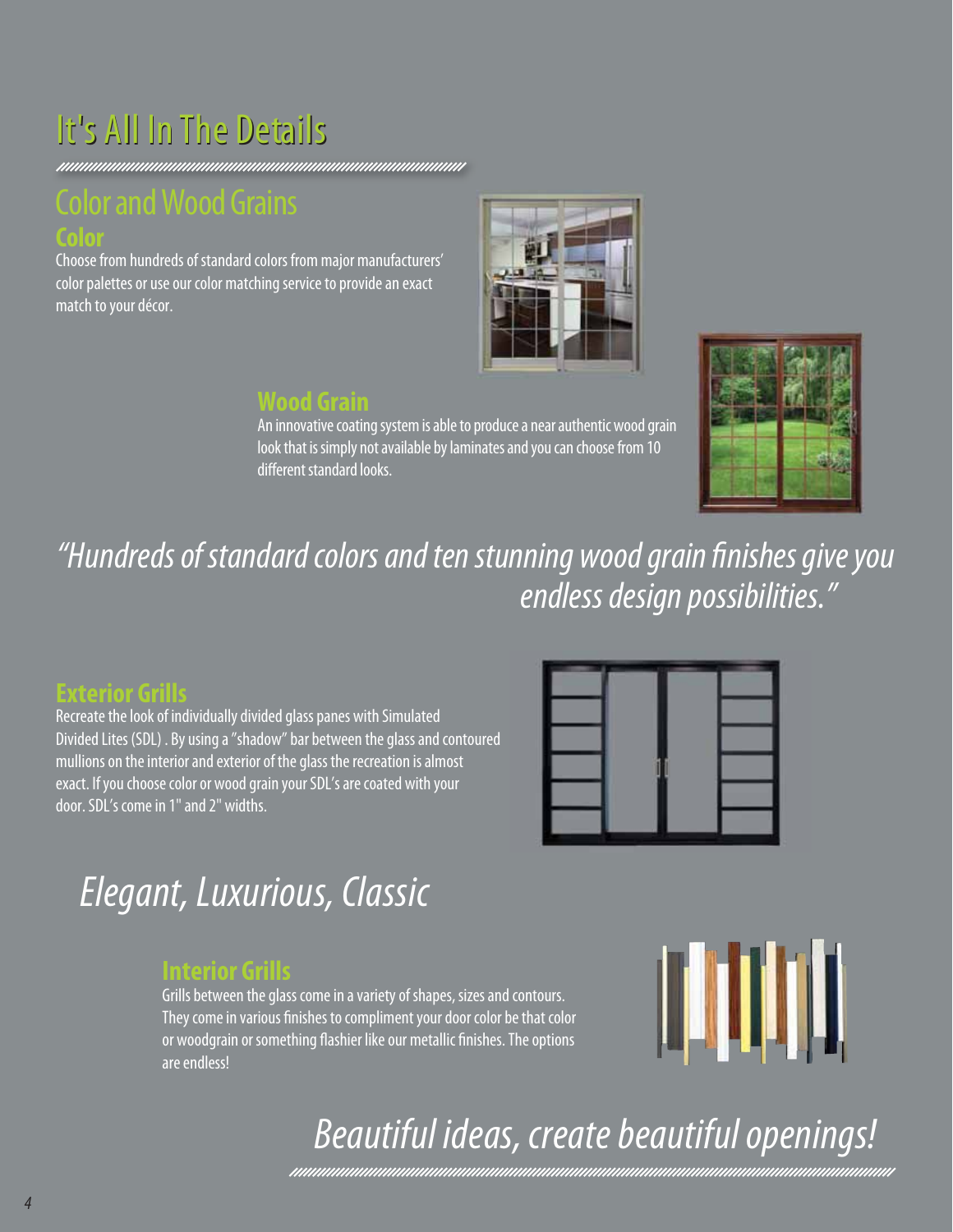# It's All In The Details

## Color and Wood Grains

### Color

Choose from hundreds of standard colors from major manufacturers' color palettes or use our color matching service to provide an exact match to your décor.

### Wood Grain

An innovative coating system is able to produce a near authentic wood grain look that is simply not available by laminates and you can choose from 10 different standard looks.

*"Hundreds of standard colors and ten stunning wood grain finishes give you endless design possibilities."*

### Exterior Grills

Recreate the look of individually divided glass panes with Simulated Divided Lites (SDL) . By using a "shadow" bar between the glass and contoured mullions on the interior and exterior of the glass the recreation is almost exact. If you choose color or wood grain your SDL's are coated with your door. SDL's come in 1" and 2" widths.

*Elegant, Luxurious, Classic*

### Interior Grills

Grills between the glass come in a variety of shapes, sizes and contours. They come in various finishes to compliment your door color be that color or woodgrain or something flashier like our metallic finishes. The options are endless!

*Beautiful ideas, create beautiful openings!*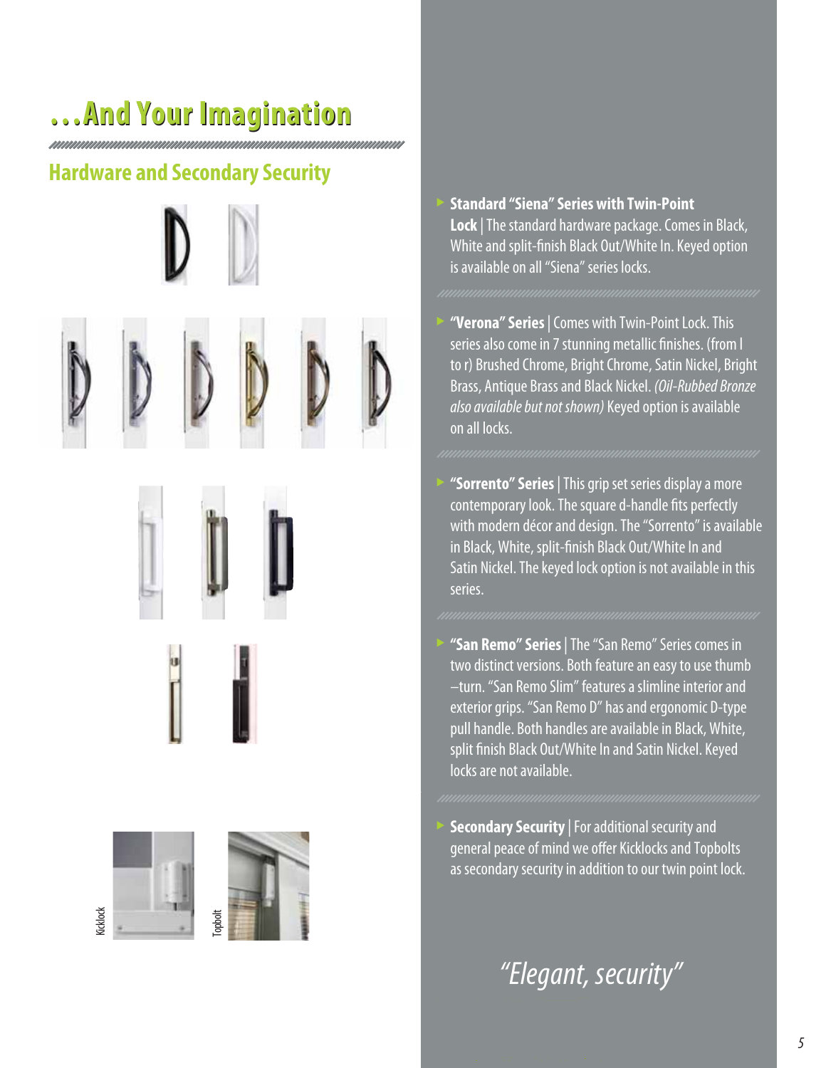# ...And Your Imagination

## Hardware and Secondary Security

Kicklock

Topbolt

- **Standard "Siena" Series with Twin-Point Lock** | The standard hardware package. Comes in Black, White and split-finish Black Out/White In. Keyed option is available on all "Siena" series locks.

- **"Verona" Series** | Comes with Twin-Point Lock. This series also come in 7 stunning metallic finishes. (from l to r) Brushed Chrome, Bright Chrome, Satin Nickel, Bright Brass, Antique Brass and Black Nickel. *(Oil-Rubbed Bronze also available but not shown)* Keyed option is available on all locks.

- **"Sorrento" Series** | This grip set series display a more contemporary look. The square d-handle fits perfectly with modern décor and design. The "Sorrento" is available in Black, White, split-finish Black Out/White In and Satin Nickel. The keyed lock option is not available in this series.

- **"San Remo" Series** | The "San Remo" Series comes in two distinct versions. Both feature an easy to use thumb –turn. "San Remo Slim" features a slimline interior and exterior grips. "San Remo D" has and ergonomic D-type pull handle. Both handles are available in Black, White, split finish Black Out/White In and Satin Nickel. Keyed locks are not available.

- **Secondary Security** | For additional security and general peace of mind we offer Kicklocks and Topbolts as secondary security in addition to our twin point lock.

*"Elegant, security"*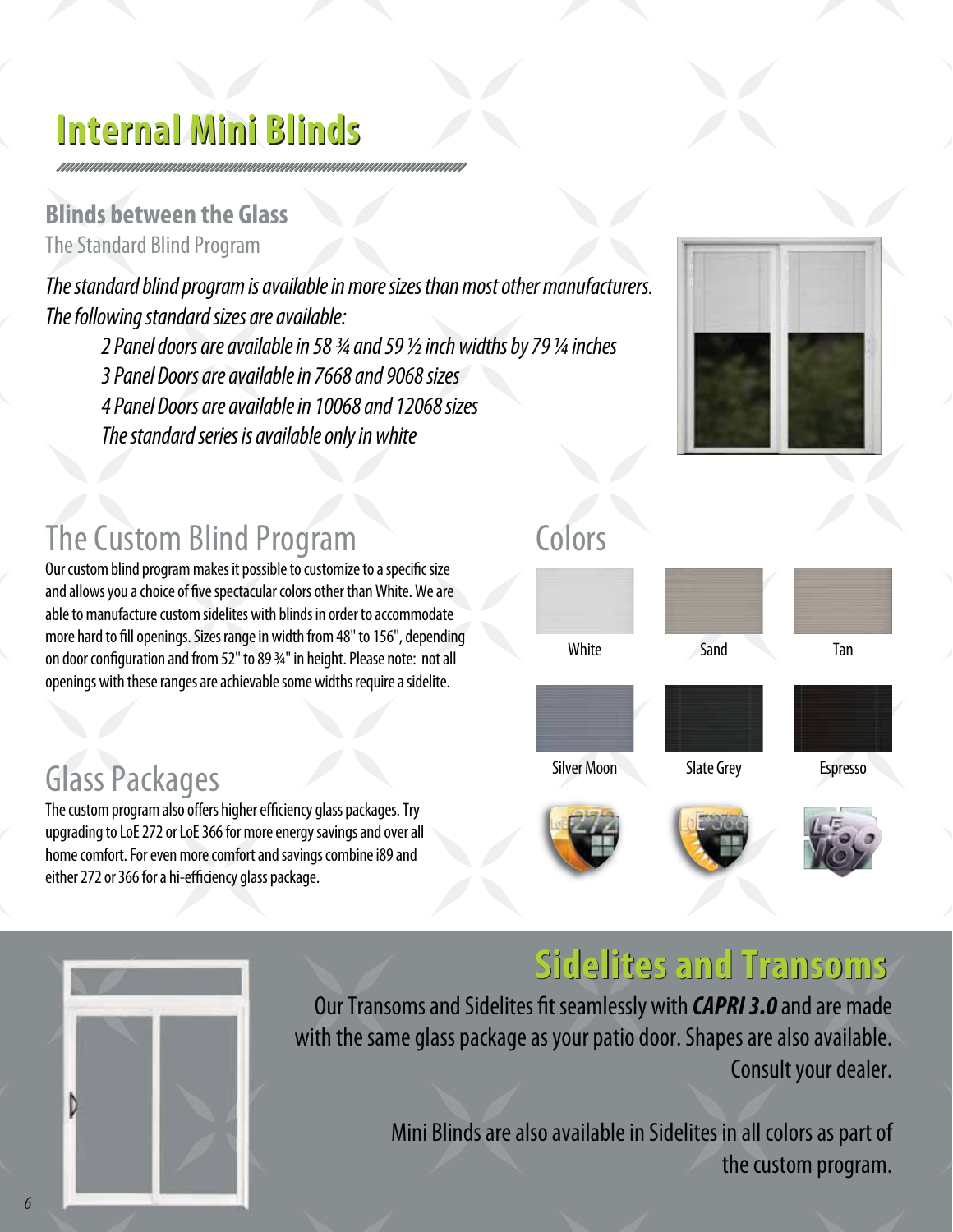# Internal Mini Blinds

## Blinds between the Glass

The Standard Blind Program

*The standard blind program is available in more sizes than most other manufacturers. The following standard sizes are available:*

*2 Panel doors are available in 58 ¾ and 59 ½ inch widths by 79 ¼ inches*
*3 Panel Doors are available in 7668 and 9068 sizes*
*4 Panel Doors are available in 10068 and 12068 sizes*
*The standard series is available only in white*

## The Custom Blind Program

Our custom blind program makes it possible to customize to a specific size and allows you a choice of five spectacular colors other than White. We are able to manufacture custom sidelites with blinds in order to accommodate more hard to fill openings. Sizes range in width from 48" to 156", depending on door configuration and from 52" to 89 ¾" in height. Please note: not all openings with these ranges are achievable some widths require a sidelite.

## Glass Packages

The custom program also offers higher efficiency glass packages. Try upgrading to LoE 272 or LoE 366 for more energy savings and over all home comfort. For even more comfort and savings combine i89 and either 272 or 366 for a hi-efficiency glass package.

## Colors

White | Sand | Tan

Silver Moon | Slate Grey | Espresso

# Sidelites and Transoms

Our Transoms and Sidelites fit seamlessly with ***CAPRI 3.0*** and are made with the same glass package as your patio door. Shapes are also available. Consult your dealer.

Mini Blinds are also available in Sidelites in all colors as part of the custom program.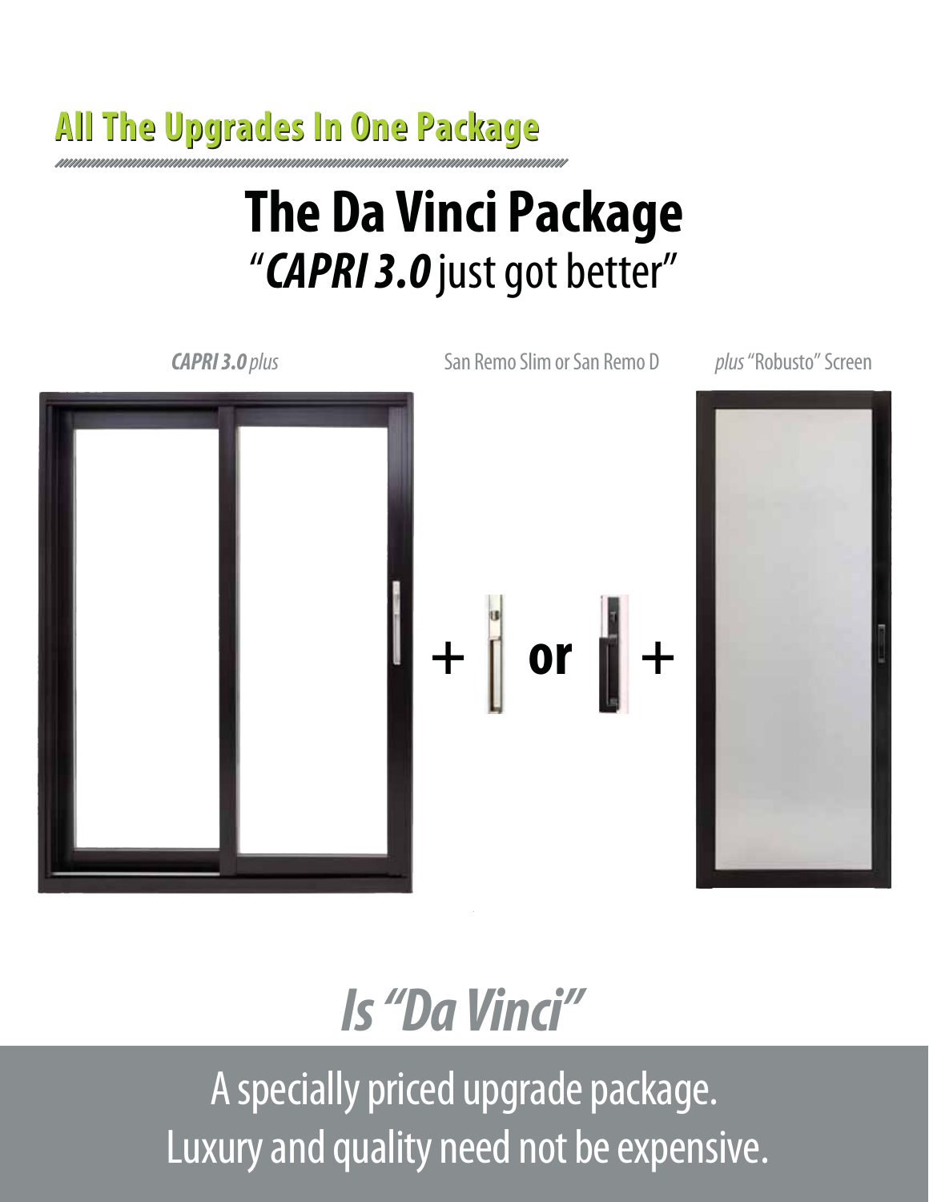## All The Upgrades In One Package

# The Da Vinci Package

"***CAPRI 3.0*** just got better"

***CAPRI 3.0*** *plus* San Remo Slim or San Remo D *plus* "Robusto" Screen

+ or +

## *Is "Da Vinci"*

A specially priced upgrade package.
Luxury and quality need not be expensive.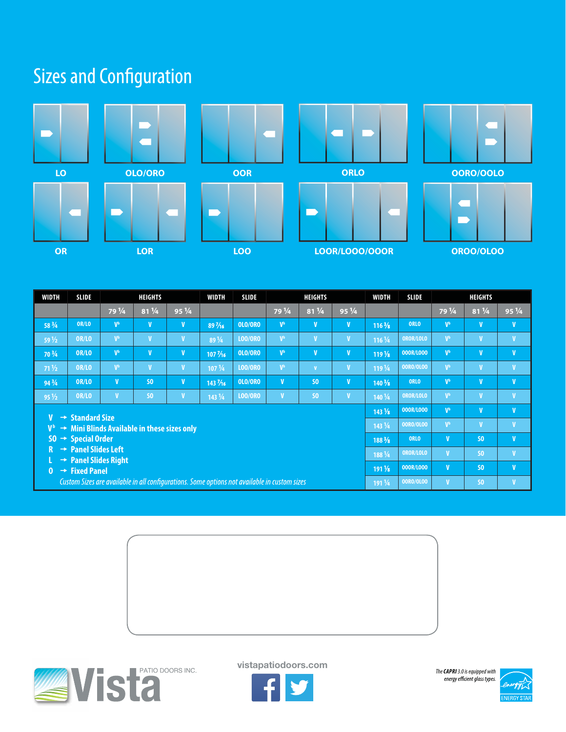## Sizes and Configuration

LO

OLO/ORO

OOR

ORLO

OORO/OOLO

OR

LOR

LOO

LOOR/LOOO/OOOR

OROO/OLOO

| WIDTH | SLIDE | HEIGHTS | | | WIDTH | SLIDE | HEIGHTS | | | WIDTH | SLIDE | HEIGHTS | | |
|---|---|---|---|---|---|---|---|---|---|---|---|---|---|---|
| | | 79 ¼ | 81 ¼ | 95 ¼ | | | 79 ¼ | 81 ¼ | 95 ¼ | | | 79 ¼ | 81 ¼ | 95 ¼ |
| 58 ¾ | OR/LO | Vᵇ | V | V | 89 7⁄16 | OLO/ORO | Vᵇ | V | V | 116 ⅜ | ORLO | Vᵇ | V | V |
| 59 ½ | OR/LO | Vᵇ | V | V | 89 ¼ | LOO/ORO | Vᵇ | V | V | 116 ¼ | OROR/LOLO | Vᵇ | V | V |
| 70 ¾ | OR/LO | Vᵇ | V | V | 107 7⁄16 | OLO/ORO | Vᵇ | V | V | 119 ⅛ | OOOR/LOOO | Vᵇ | V | V |
| 71 ½ | OR/LO | Vᵇ | V | V | 107 ¼ | LOO/ORO | Vᵇ | V | V | 119 ¼ | OORO/OLOO | Vᵇ | V | V |
| 94 ¾ | OR/LO | V | SO | V | 143 7⁄16 | OLO/ORO | V | SO | V | 140 ⅜ | ORLO | Vᵇ | V | V |
| 95 ½ | OR/LO | V | SO | V | 143 ¼ | LOO/ORO | V | SO | V | 140 ¼ | OROR/LOLO | Vᵇ | V | V |
| | | | | | | | | | | 143 ⅛ | OOOR/LOOO | Vᵇ | V | V |
| | | | | | | | | | | 143 ¼ | OORO/OLOO | Vᵇ | V | V |
| | | | | | | | | | | 188 ⅜ | ORLO | V | SO | V |
| | | | | | | | | | | 188 ¼ | OROR/LOLO | V | SO | V |
| | | | | | | | | | | 191 ⅛ | OOOR/LOOO | V | SO | V |
| | | | | | | | | | | 191 ¼ | OORO/OLOO | V | SO | V |

V → Standard Size
Vᵇ → Mini Blinds Available in these sizes only
SO → Special Order
R → Panel Slides Left
L → Panel Slides Right
O → Fixed Panel

*Custom Sizes are available in all configurations. Some options not available in custom sizes*

Vista PATIO DOORS INC.

vistapatiodoors.com

*The **CAPRI** 3.0 is equipped with energy efficient glass types.*

ENERGY STAR